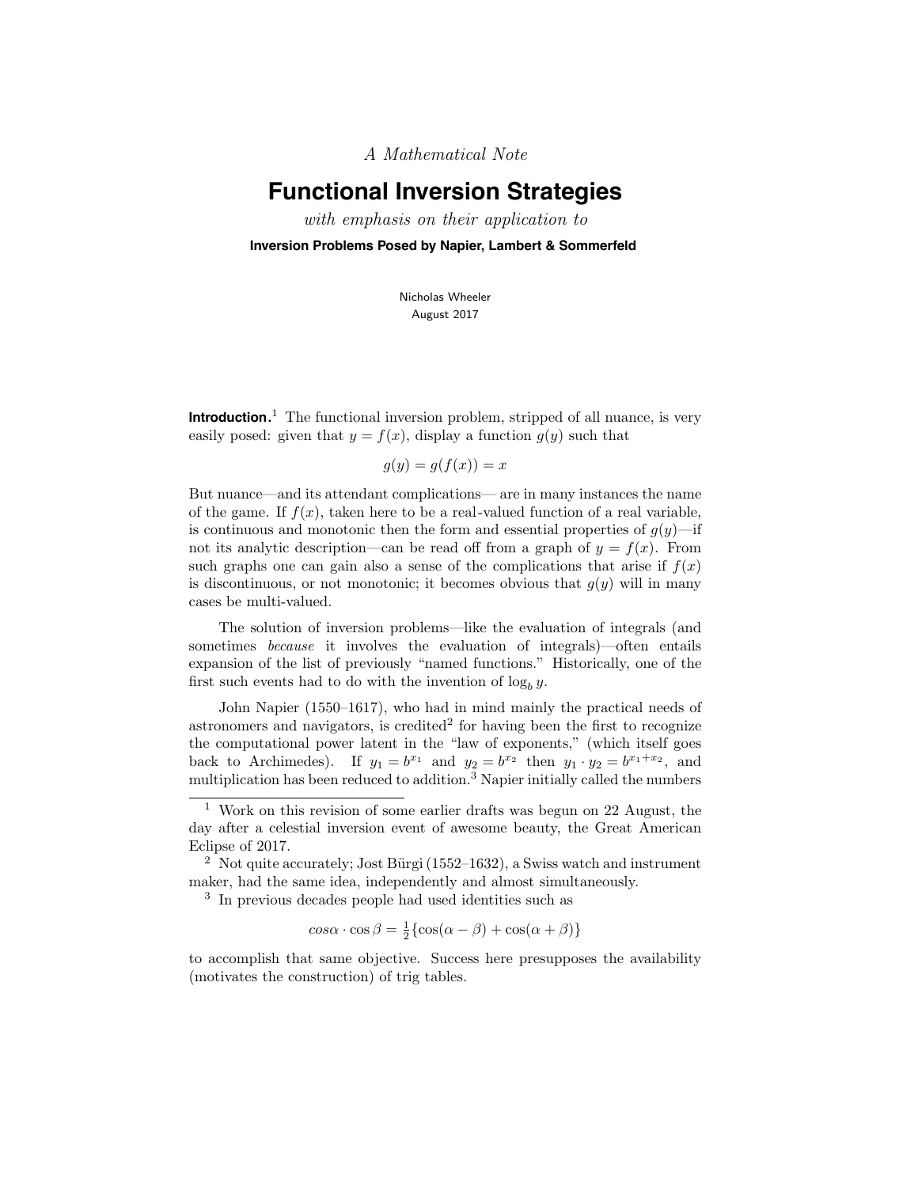*A Mathematical Note*

# Functional Inversion Strategies

*with emphasis on their application to*

**Inversion Problems Posed by Napier, Lambert & Sommerfeld**

Nicholas Wheeler
August 2017

**Introduction.**[1] The functional inversion problem, stripped of all nuance, is very easily posed: given that $y = f(x)$, display a function $g(y)$ such that

$$g(y) = g(f(x)) = x$$

But nuance—and its attendant complications— are in many instances the name of the game. If $f(x)$, taken here to be a real-valued function of a real variable, is continuous and monotonic then the form and essential properties of $g(y)$—if not its analytic description—can be read off from a graph of $y = f(x)$. From such graphs one can gain also a sense of the complications that arise if $f(x)$ is discontinuous, or not monotonic; it becomes obvious that $g(y)$ will in many cases be multi-valued.

The solution of inversion problems—like the evaluation of integrals (and sometimes *because* it involves the evaluation of integrals)—often entails expansion of the list of previously "named functions." Historically, one of the first such events had to do with the invention of $\log_b y$.

John Napier (1550–1617), who had in mind mainly the practical needs of astronomers and navigators, is credited[2] for having been the first to recognize the computational power latent in the "law of exponents," (which itself goes back to Archimedes). If $y_1 = b^{x_1}$ and $y_2 = b^{x_2}$ then $y_1 \cdot y_2 = b^{x_1+x_2}$, and multiplication has been reduced to addition.[3] Napier initially called the numbers

---

[1] Work on this revision of some earlier drafts was begun on 22 August, the day after a celestial inversion event of awesome beauty, the Great American Eclipse of 2017.

[2] Not quite accurately; Jost Bürgi (1552–1632), a Swiss watch and instrument maker, had the same idea, independently and almost simultaneously.

[3] In previous decades people had used identities such as

$$cos\alpha \cdot \cos\beta = \tfrac{1}{2}\{\cos(\alpha - \beta) + \cos(\alpha + \beta)\}$$

to accomplish that same objective. Success here presupposes the availability (motivates the construction) of trig tables.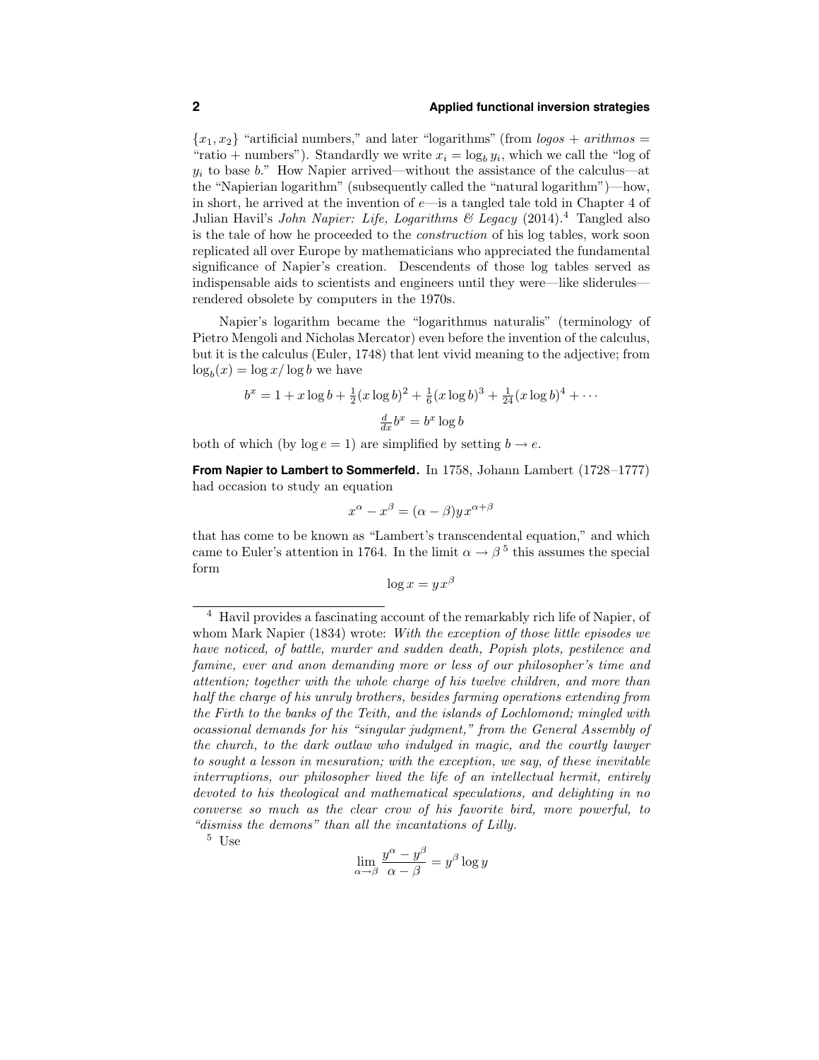$\{x_1, x_2\}$ "artificial numbers," and later "logarithms" (from *logos* + *arithmos* = "ratio + numbers"). Standardly we write $x_i = \log_b y_i$, which we call the "log of $y_i$ to base $b$." How Napier arrived—without the assistance of the calculus—at the "Napierian logarithm" (subsequently called the "natural logarithm")—how, in short, he arrived at the invention of $e$—is a tangled tale told in Chapter 4 of Julian Havil's *John Napier: Life, Logarithms & Legacy* (2014).[4] Tangled also is the tale of how he proceeded to the *construction* of his log tables, work soon replicated all over Europe by mathematicians who appreciated the fundamental significance of Napier's creation. Descendents of those log tables served as indispensable aids to scientists and engineers until they were—like sliderules—rendered obsolete by computers in the 1970s.

Napier's logarithm became the "logarithmus naturalis" (terminology of Pietro Mengoli and Nicholas Mercator) even before the invention of the calculus, but it is the calculus (Euler, 1748) that lent vivid meaning to the adjective; from $\log_b(x) = \log x / \log b$ we have

$$b^x = 1 + x \log b + \tfrac{1}{2}(x \log b)^2 + \tfrac{1}{6}(x \log b)^3 + \tfrac{1}{24}(x \log b)^4 + \cdots$$

$$\tfrac{d}{dx} b^x = b^x \log b$$

both of which (by $\log e = 1$) are simplified by setting $b \to e$.

**From Napier to Lambert to Sommerfeld.** In 1758, Johann Lambert (1728–1777) had occasion to study an equation

$$x^\alpha - x^\beta = (\alpha - \beta) y \, x^{\alpha+\beta}$$

that has come to be known as "Lambert's transcendental equation," and which came to Euler's attention in 1764. In the limit $\alpha \to \beta$[5] this assumes the special form

$$\log x = y \, x^\beta$$

---

[4] Havil provides a fascinating account of the remarkably rich life of Napier, of whom Mark Napier (1834) wrote: *With the exception of those little episodes we have noticed, of battle, murder and sudden death, Popish plots, pestilence and famine, ever and anon demanding more or less of our philosopher's time and attention; together with the whole charge of his twelve children, and more than half the charge of his unruly brothers, besides farming operations extending from the Firth to the banks of the Teith, and the islands of Lochlomond; mingled with ocassional demands for his "singular judgment," from the General Assembly of the church, to the dark outlaw who indulged in magic, and the courtly lawyer to sought a lesson in mesuration; with the exception, we say, of these inevitable interruptions, our philosopher lived the life of an intellectual hermit, entirely devoted to his theological and mathematical speculations, and delighting in no converse so much as the clear crow of his favorite bird, more powerful, to "dismiss the demons" than all the incantations of Lilly.*

[5] Use

$$\lim_{\alpha \to \beta} \frac{y^\alpha - y^\beta}{\alpha - \beta} = y^\beta \log y$$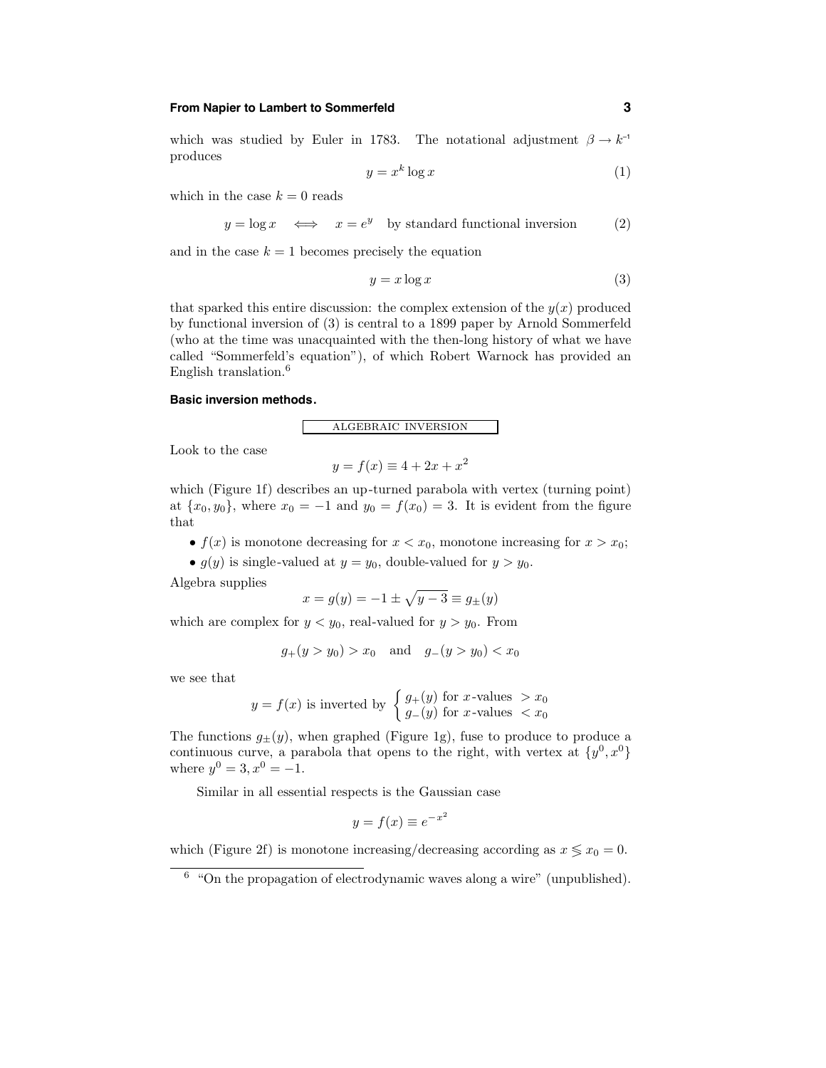which was studied by Euler in 1783. The notational adjustment $\beta \to k^{-1}$ produces

$$y = x^k \log x \tag{1}$$

which in the case $k = 0$ reads

$$y = \log x \quad \Longleftrightarrow \quad x = e^y \quad \text{by standard functional inversion} \tag{2}$$

and in the case $k = 1$ becomes precisely the equation

$$y = x \log x \tag{3}$$

that sparked this entire discussion: the complex extension of the $y(x)$ produced by functional inversion of (3) is central to a 1899 paper by Arnold Sommerfeld (who at the time was unacquainted with the then-long history of what we have called "Sommerfeld's equation"), of which Robert Warnock has provided an English translation.[6]

**Basic inversion methods.**

ALGEBRAIC INVERSION

Look to the case

$$y = f(x) \equiv 4 + 2x + x^2$$

which (Figure 1f) describes an up-turned parabola with vertex (turning point) at $\{x_0, y_0\}$, where $x_0 = -1$ and $y_0 = f(x_0) = 3$. It is evident from the figure that

- $f(x)$ is monotone decreasing for $x < x_0$, monotone increasing for $x > x_0$;
- $g(y)$ is single-valued at $y = y_0$, double-valued for $y > y_0$.

Algebra supplies

$$x = g(y) = -1 \pm \sqrt{y - 3} \equiv g_\pm(y)$$

which are complex for $y < y_0$, real-valued for $y > y_0$. From

$$g_+(y > y_0) > x_0 \quad \text{and} \quad g_-(y > y_0) < x_0$$

we see that

$$y = f(x) \text{ is inverted by } \begin{cases} g_+(y) \text{ for } x\text{-values } > x_0 \\ g_-(y) \text{ for } x\text{-values } < x_0 \end{cases}$$

The functions $g_\pm(y)$, when graphed (Figure 1g), fuse to produce to produce a continuous curve, a parabola that opens to the right, with vertex at $\{y^0, x^0\}$ where $y^0 = 3, x^0 = -1$.

Similar in all essential respects is the Gaussian case

$$y = f(x) \equiv e^{-x^2}$$

which (Figure 2f) is monotone increasing/decreasing according as $x \lessgtr x_0 = 0$.

---

[6] "On the propagation of electrodynamic waves along a wire" (unpublished).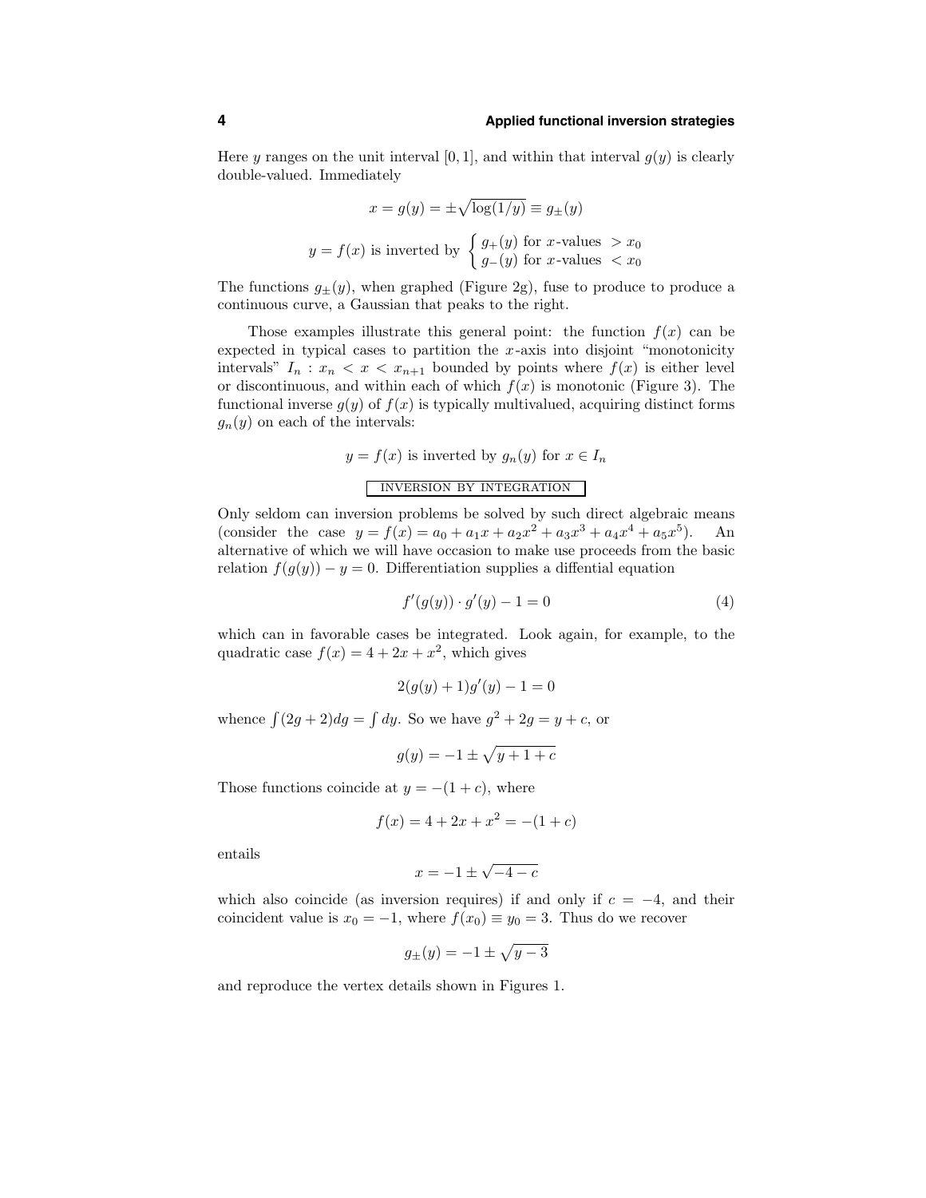Here $y$ ranges on the unit interval $[0, 1]$, and within that interval $g(y)$ is clearly double-valued. Immediately

$$x = g(y) = \pm\sqrt{\log(1/y)} \equiv g_\pm(y)$$

$$y = f(x) \text{ is inverted by } \begin{cases} g_+(y) \text{ for } x\text{-values } > x_0 \\ g_-(y) \text{ for } x\text{-values } < x_0 \end{cases}$$

The functions $g_\pm(y)$, when graphed (Figure 2g), fuse to produce to produce a continuous curve, a Gaussian that peaks to the right.

Those examples illustrate this general point: the function $f(x)$ can be expected in typical cases to partition the $x$-axis into disjoint "monotonicity intervals" $I_n : x_n < x < x_{n+1}$ bounded by points where $f(x)$ is either level or discontinuous, and within each of which $f(x)$ is monotonic (Figure 3). The functional inverse $g(y)$ of $f(x)$ is typically multivalued, acquiring distinct forms $g_n(y)$ on each of the intervals:

$$y = f(x) \text{ is inverted by } g_n(y) \text{ for } x \in I_n$$

## INVERSION BY INTEGRATION

Only seldom can inversion problems be solved by such direct algebraic means (consider the case $y = f(x) = a_0 + a_1x + a_2x^2 + a_3x^3 + a_4x^4 + a_5x^5$). An alternative of which we will have occasion to make use proceeds from the basic relation $f(g(y)) - y = 0$. Differentiation supplies a diffential equation

$$f'(g(y)) \cdot g'(y) - 1 = 0 \tag{4}$$

which can in favorable cases be integrated. Look again, for example, to the quadratic case $f(x) = 4 + 2x + x^2$, which gives

$$2(g(y) + 1)g'(y) - 1 = 0$$

whence $\int (2g + 2)dg = \int dy$. So we have $g^2 + 2g = y + c$, or

$$g(y) = -1 \pm \sqrt{y + 1 + c}$$

Those functions coincide at $y = -(1 + c)$, where

$$f(x) = 4 + 2x + x^2 = -(1 + c)$$

entails

$$x = -1 \pm \sqrt{-4 - c}$$

which also coincide (as inversion requires) if and only if $c = -4$, and their coincident value is $x_0 = -1$, where $f(x_0) \equiv y_0 = 3$. Thus do we recover

$$g_\pm(y) = -1 \pm \sqrt{y - 3}$$

and reproduce the vertex details shown in Figures 1.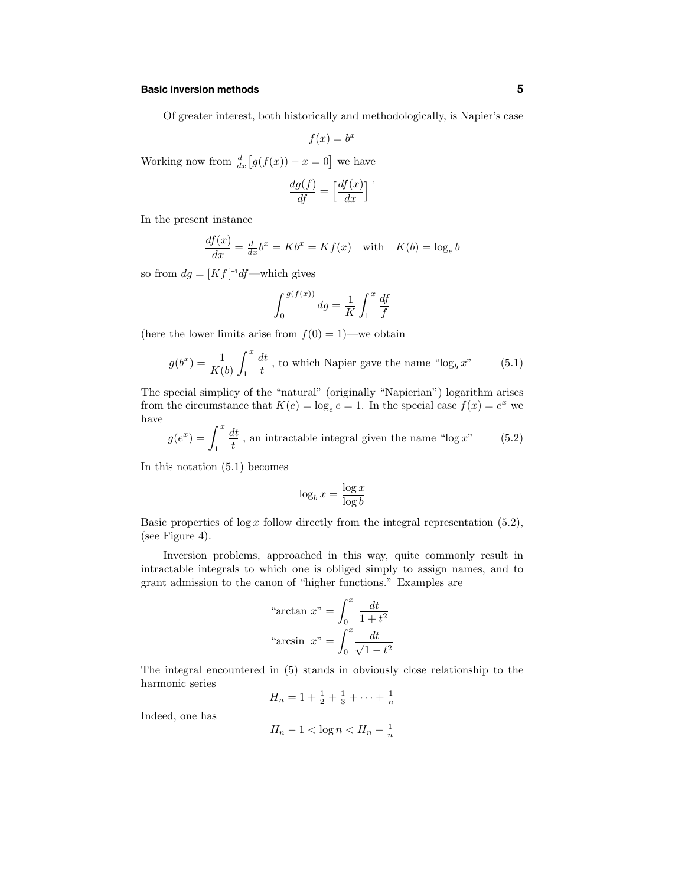Of greater interest, both historically and methodologically, is Napier's case

$$f(x) = b^x$$

Working now from $\frac{d}{dx}\big[g(f(x)) - x = 0\big]$ we have

$$\frac{dg(f)}{df} = \Big[\frac{df(x)}{dx}\Big]^{-1}$$

In the present instance

$$\frac{df(x)}{dx} = \tfrac{d}{dx}b^x = Kb^x = Kf(x) \quad \text{with} \quad K(b) = \log_e b$$

so from $dg = [Kf]^{-1}df$—which gives

$$\int_0^{g(f(x))} dg = \frac{1}{K}\int_1^x \frac{df}{f}$$

(here the lower limits arise from $f(0) = 1$)—we obtain

$$g(b^x) = \frac{1}{K(b)}\int_1^x \frac{dt}{t} \text{ , to which Napier gave the name “}\log_b x\text{”} \tag{5.1}$$

The special simplicy of the “natural” (originally “Napierian”) logarithm arises from the circumstance that $K(e) = \log_e e = 1$. In the special case $f(x) = e^x$ we have

$$g(e^x) = \int_1^x \frac{dt}{t} \text{ , an intractable integral given the name “}\log x\text{”} \tag{5.2}$$

In this notation (5.1) becomes

$$\log_b x = \frac{\log x}{\log b}$$

Basic properties of $\log x$ follow directly from the integral representation (5.2), (see Figure 4).

Inversion problems, approached in this way, quite commonly result in intractable integrals to which one is obliged simply to assign names, and to grant admission to the canon of “higher functions.” Examples are

$$\text{“arctan } x\text{”} = \int_0^x \frac{dt}{1+t^2}$$

$$\text{“arcsin } x\text{”} = \int_0^x \frac{dt}{\sqrt{1-t^2}}$$

The integral encountered in (5) stands in obviously close relationship to the harmonic series

$$H_n = 1 + \tfrac{1}{2} + \tfrac{1}{3} + \cdots + \tfrac{1}{n}$$

Indeed, one has

$$H_n - 1 < \log n < H_n - \tfrac{1}{n}$$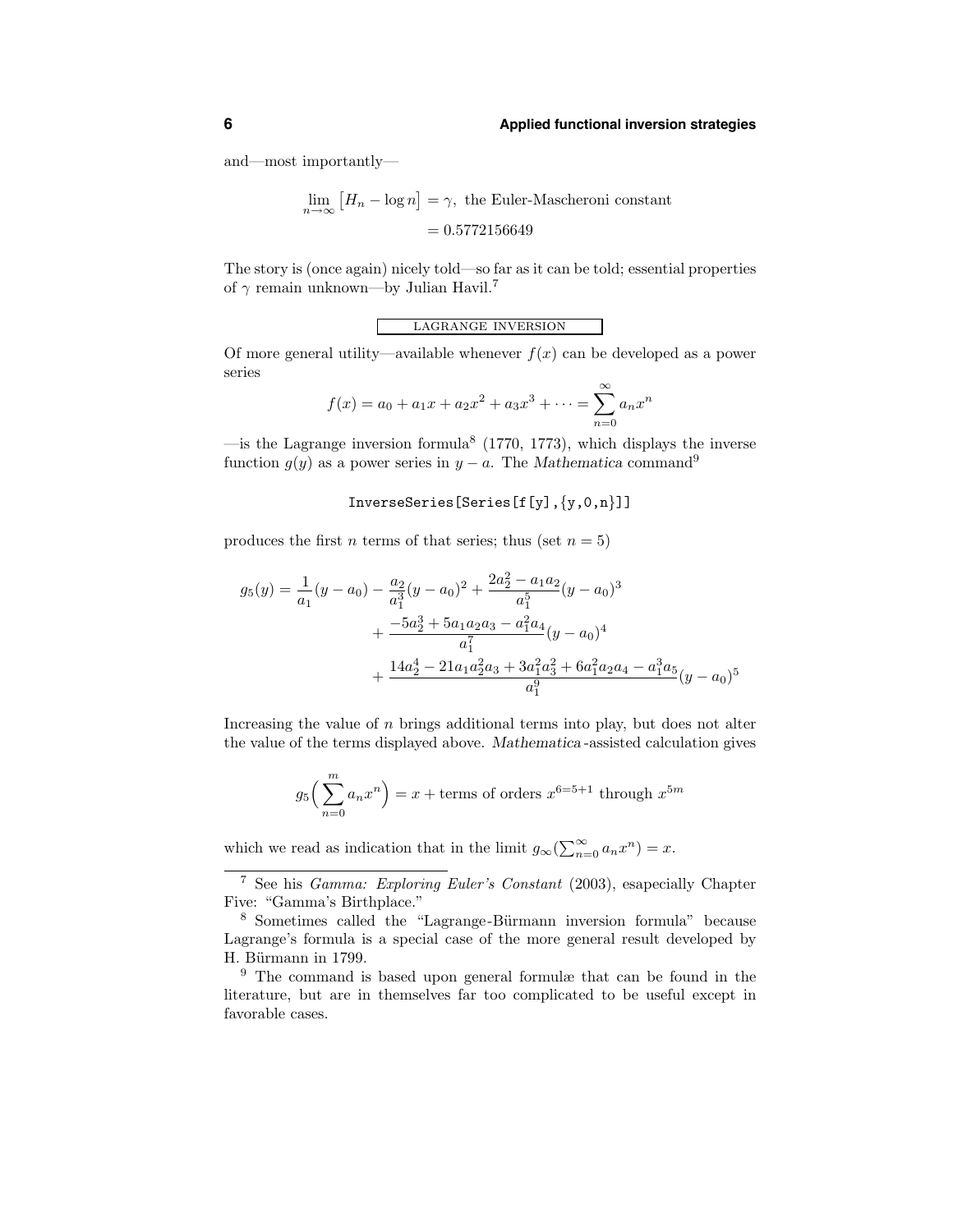and—most importantly—

$$\lim_{n\to\infty}\big[H_n - \log n\big] = \gamma, \text{ the Euler-Mascheroni constant}$$
$$= 0.5772156649$$

The story is (once again) nicely told—so far as it can be told; essential properties of $\gamma$ remain unknown—by Julian Havil.[7]

## LAGRANGE INVERSION

Of more general utility—available whenever $f(x)$ can be developed as a power series

$$f(x) = a_0 + a_1 x + a_2 x^2 + a_3 x^3 + \cdots = \sum_{n=0}^{\infty} a_n x^n$$

—is the Lagrange inversion formula[8] (1770, 1773), which displays the inverse function $g(y)$ as a power series in $y - a$. The *Mathematica* command[9]

```
InverseSeries[Series[f[y],{y,0,n}]]
```

produces the first $n$ terms of that series; thus (set $n = 5$)

$$\begin{aligned}
g_5(y) = \frac{1}{a_1}(y-a_0) - \frac{a_2}{a_1^3}(y-a_0)^2 + \frac{2a_2^2 - a_1 a_2}{a_1^5}(y-a_0)^3 \\
+ \frac{-5a_2^3 + 5a_1 a_2 a_3 - a_1^2 a_4}{a_1^7}(y-a_0)^4 \\
+ \frac{14a_2^4 - 21a_1 a_2^2 a_3 + 3a_1^2 a_3^2 + 6a_1^2 a_2 a_4 - a_1^3 a_5}{a_1^9}(y-a_0)^5
\end{aligned}$$

Increasing the value of $n$ brings additional terms into play, but does not alter the value of the terms displayed above. *Mathematica*-assisted calculation gives

$$g_5\Big(\sum_{n=0}^{m} a_n x^n\Big) = x + \text{terms of orders } x^{6=5+1} \text{ through } x^{5m}$$

which we read as indication that in the limit $g_\infty(\sum_{n=0}^{\infty} a_n x^n) = x$.

---

[7] See his *Gamma: Exploring Euler's Constant* (2003), esapecially Chapter Five: "Gamma's Birthplace."

[8] Sometimes called the "Lagrange-Bürmann inversion formula" because Lagrange's formula is a special case of the more general result developed by H. Bürmann in 1799.

[9] The command is based upon general formulæ that can be found in the literature, but are in themselves far too complicated to be useful except in favorable cases.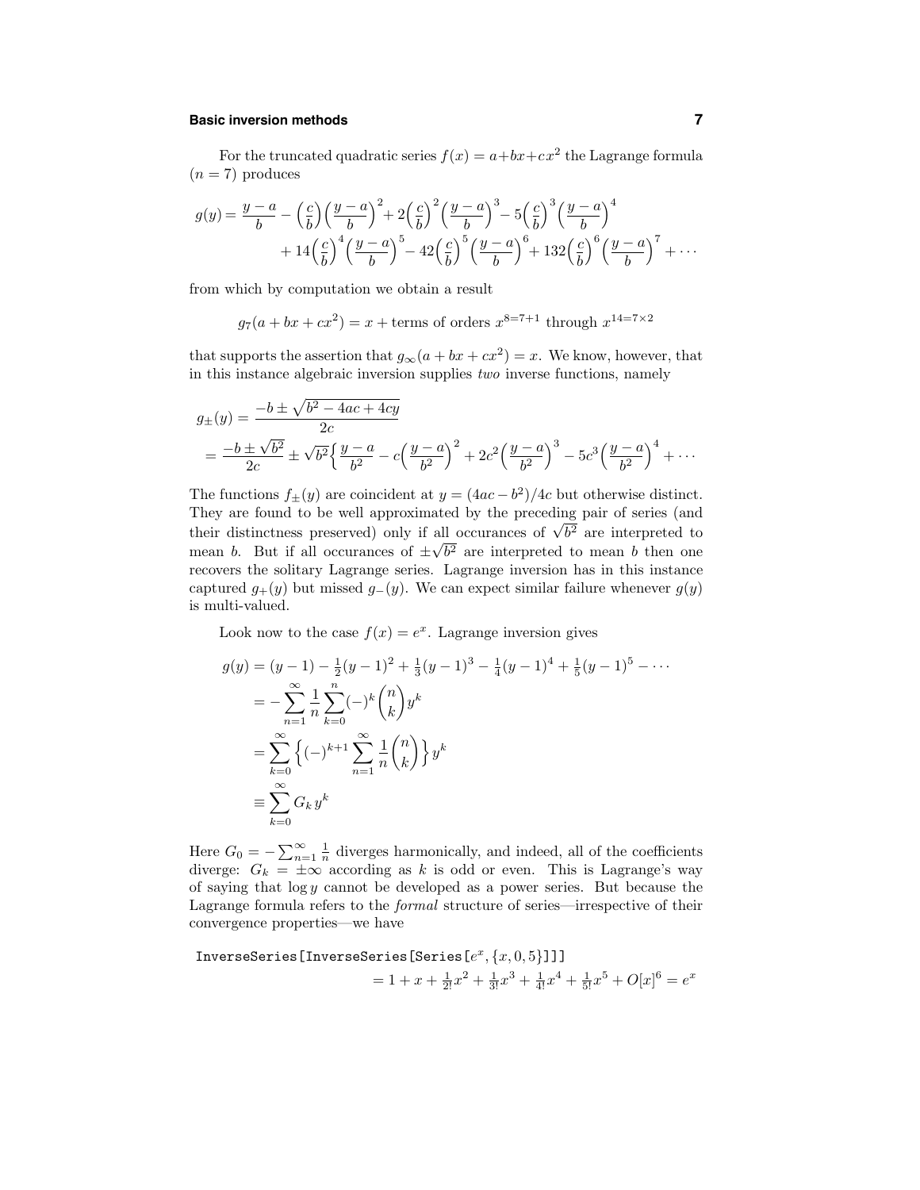For the truncated quadratic series $f(x) = a + bx + cx^2$ the Lagrange formula ($n = 7$) produces

$$
\begin{aligned}
g(y) = \frac{y-a}{b} - \Big(\frac{c}{b}\Big)\Big(\frac{y-a}{b}\Big)^2 + 2\Big(\frac{c}{b}\Big)^2\Big(\frac{y-a}{b}\Big)^3 - 5\Big(\frac{c}{b}\Big)^3\Big(\frac{y-a}{b}\Big)^4 \\
+ 14\Big(\frac{c}{b}\Big)^4\Big(\frac{y-a}{b}\Big)^5 - 42\Big(\frac{c}{b}\Big)^5\Big(\frac{y-a}{b}\Big)^6 + 132\Big(\frac{c}{b}\Big)^6\Big(\frac{y-a}{b}\Big)^7 + \cdots
\end{aligned}
$$

from which by computation we obtain a result

$$
g_7(a + bx + cx^2) = x + \text{terms of orders } x^{8=7+1} \text{ through } x^{14=7\times 2}
$$

that supports the assertion that $g_\infty(a + bx + cx^2) = x$. We know, however, that in this instance algebraic inversion supplies *two* inverse functions, namely

$$
\begin{aligned}
g_\pm(y) &= \frac{-b \pm \sqrt{b^2 - 4ac + 4cy}}{2c} \\
&= \frac{-b \pm \sqrt{b^2}}{2c} \pm \sqrt{b^2}\Big\{\frac{y-a}{b^2} - c\Big(\frac{y-a}{b^2}\Big)^2 + 2c^2\Big(\frac{y-a}{b^2}\Big)^3 - 5c^3\Big(\frac{y-a}{b^2}\Big)^4 + \cdots
\end{aligned}
$$

The functions $f_\pm(y)$ are coincident at $y = (4ac - b^2)/4c$ but otherwise distinct. They are found to be well approximated by the preceding pair of series (and their distinctness preserved) only if all occurances of $\sqrt{b^2}$ are interpreted to mean $b$. But if all occurances of $\pm\sqrt{b^2}$ are interpreted to mean $b$ then one recovers the solitary Lagrange series. Lagrange inversion has in this instance captured $g_+(y)$ but missed $g_-(y)$. We can expect similar failure whenever $g(y)$ is multi-valued.

Look now to the case $f(x) = e^x$. Lagrange inversion gives

$$
\begin{aligned}
g(y) &= (y-1) - \tfrac{1}{2}(y-1)^2 + \tfrac{1}{3}(y-1)^3 - \tfrac{1}{4}(y-1)^4 + \tfrac{1}{5}(y-1)^5 - \cdots \\
&= -\sum_{n=1}^\infty \frac{1}{n}\sum_{k=0}^n (-)^k \binom{n}{k} y^k \\
&= \sum_{k=0}^\infty \Big\{(-)^{k+1}\sum_{n=1}^\infty \frac{1}{n}\binom{n}{k}\Big\} y^k \\
&\equiv \sum_{k=0}^\infty G_k\, y^k
\end{aligned}
$$

Here $G_0 = -\sum_{n=1}^\infty \frac{1}{n}$ diverges harmonically, and indeed, all of the coefficients diverge: $G_k = \pm\infty$ according as $k$ is odd or even. This is Lagrange's way of saying that $\log y$ cannot be developed as a power series. But because the Lagrange formula refers to the *formal* structure of series—irrespective of their convergence properties—we have

$$
\texttt{InverseSeries[InverseSeries[Series[}e^x, \{x, 0, 5\}\texttt{]]]} \\
= 1 + x + \tfrac{1}{2!}x^2 + \tfrac{1}{3!}x^3 + \tfrac{1}{4!}x^4 + \tfrac{1}{5!}x^5 + O[x]^6 = e^x
$$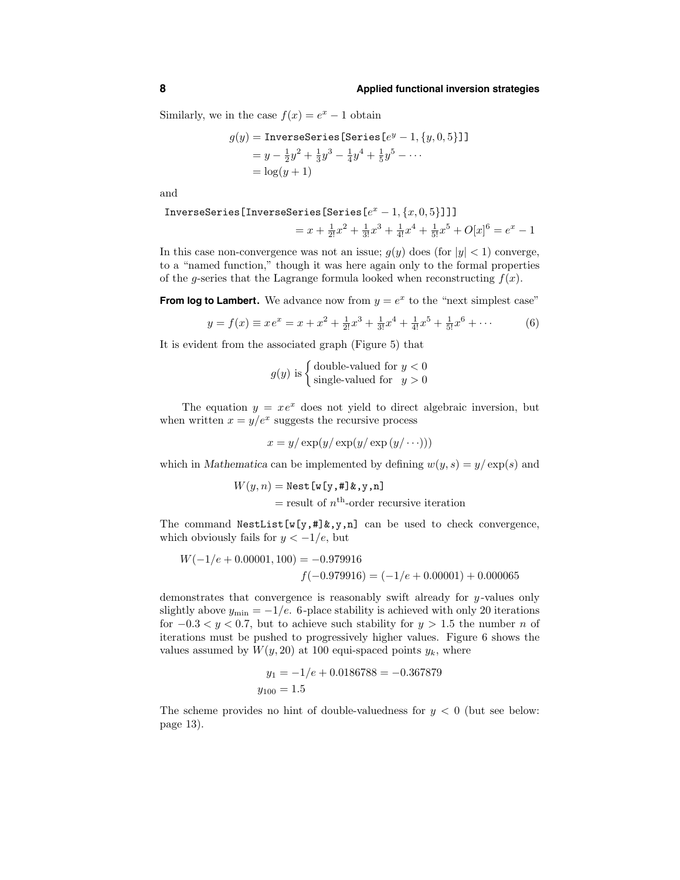Similarly, we in the case $f(x) = e^x - 1$ obtain

$$
\begin{aligned}
g(y) &= \texttt{InverseSeries[Series[}e^y - 1, \{y, 0, 5\}\texttt{]]} \\
&= y - \tfrac{1}{2}y^2 + \tfrac{1}{3}y^3 - \tfrac{1}{4}y^4 + \tfrac{1}{5}y^5 - \cdots \\
&= \log(y+1)
\end{aligned}
$$

and

$$
\begin{aligned}
&\texttt{InverseSeries[InverseSeries[Series[}e^x - 1, \{x, 0, 5\}\texttt{]]]} \\
&\qquad\qquad = x + \tfrac{1}{2!}x^2 + \tfrac{1}{3!}x^3 + \tfrac{1}{4!}x^4 + \tfrac{1}{5!}x^5 + O[x]^6 = e^x - 1
\end{aligned}
$$

In this case non-convergence was not an issue; $g(y)$ does (for $|y| < 1$) converge, to a "named function," though it was here again only to the formal properties of the $g$-series that the Lagrange formula looked when reconstructing $f(x)$.

**From log to Lambert.** We advance now from $y = e^x$ to the "next simplest case"

$$
y = f(x) \equiv x\,e^x = x + x^2 + \tfrac{1}{2!}x^3 + \tfrac{1}{3!}x^4 + \tfrac{1}{4!}x^5 + \tfrac{1}{5!}x^6 + \cdots \tag{6}
$$

It is evident from the associated graph (Figure 5) that

$$
g(y) \text{ is } \begin{cases} \text{double-valued for } y < 0 \\ \text{single-valued for } \;\; y > 0 \end{cases}
$$

The equation $y = x\,e^x$ does not yield to direct algebraic inversion, but when written $x = y/e^x$ suggests the recursive process

$$
x = y/\exp(y/\exp(y/\exp(y/\cdots)))
$$

which in *Mathematica* can be implemented by defining $w(y, s) = y/\exp(s)$ and

$$
\begin{aligned}
W(y, n) &= \texttt{Nest[w[y,\#]\&,y,n]} \\
&= \text{result of } n^{\text{th}}\text{-order recursive iteration}
\end{aligned}
$$

The command `NestList[w[y,#]&,y,n]` can be used to check convergence, which obviously fails for $y < -1/e$, but

$$
\begin{aligned}
W(-1/e + 0.00001, 100) &= -0.979916 \\
f(-0.979916) &= (-1/e + 0.00001) + 0.000065
\end{aligned}
$$

demonstrates that convergence is reasonably swift already for $y$-values only slightly above $y_{\min} = -1/e$. 6-place stability is achieved with only 20 iterations for $-0.3 < y < 0.7$, but to achieve such stability for $y > 1.5$ the number $n$ of iterations must be pushed to progressively higher values. Figure 6 shows the values assumed by $W(y, 20)$ at 100 equi-spaced points $y_k$, where

$$
\begin{aligned}
y_1 &= -1/e + 0.0186788 = -0.367879 \\
y_{100} &= 1.5
\end{aligned}
$$

The scheme provides no hint of double-valuedness for $y < 0$ (but see below: page 13).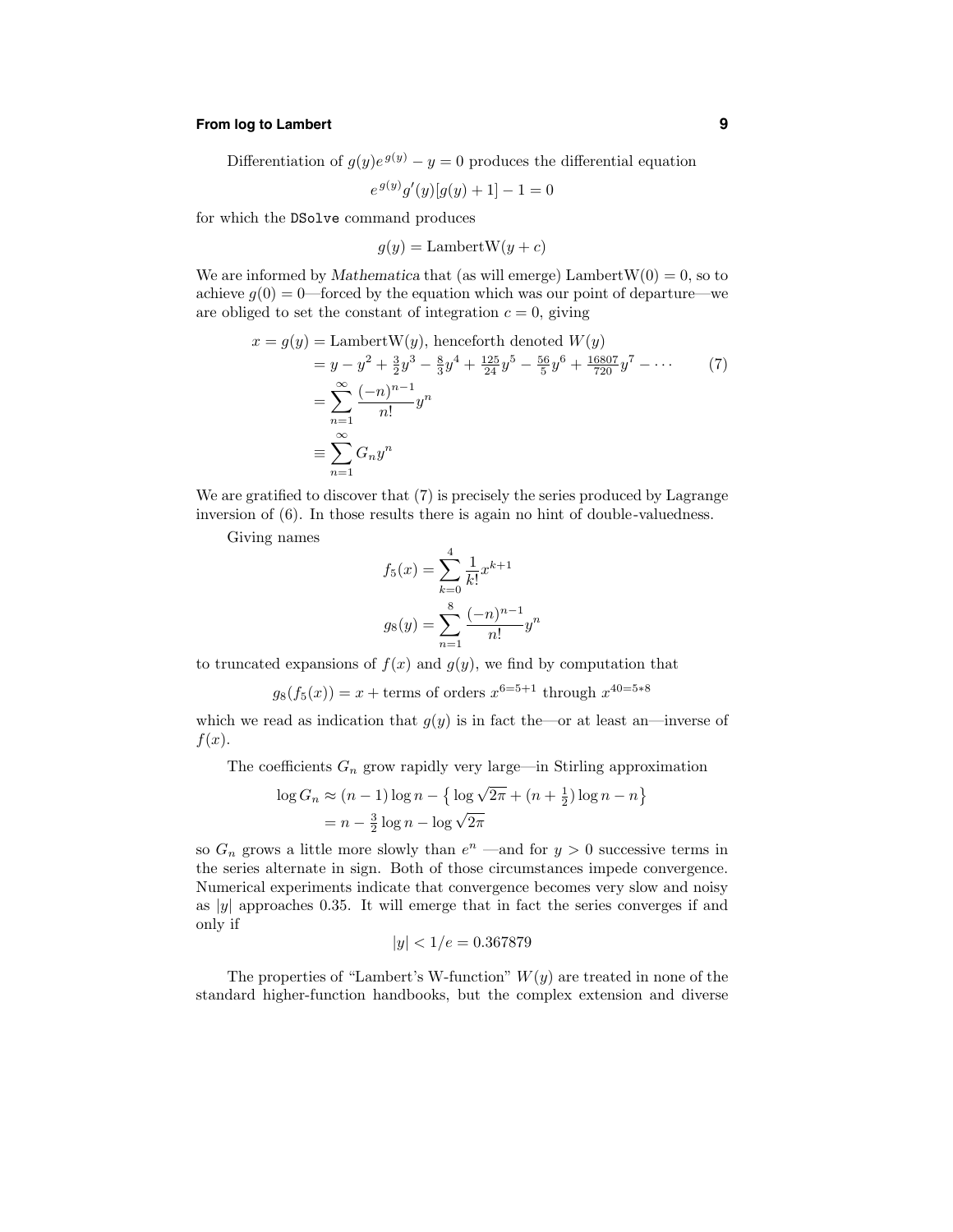Differentiation of $g(y)e^{g(y)} - y = 0$ produces the differential equation

$$e^{g(y)}g'(y)[g(y)+1] - 1 = 0$$

for which the `DSolve` command produces

$$g(y) = \text{LambertW}(y + c)$$

We are informed by *Mathematica* that (as will emerge) $\text{LambertW}(0) = 0$, so to achieve $g(0) = 0$—forced by the equation which was our point of departure—we are obliged to set the constant of integration $c = 0$, giving

$$\begin{aligned}
x = g(y) &= \text{LambertW}(y), \text{ henceforth denoted } W(y)\\
&= y - y^2 + \tfrac{3}{2}y^3 - \tfrac{8}{3}y^4 + \tfrac{125}{24}y^5 - \tfrac{56}{5}y^6 + \tfrac{16807}{720}y^7 - \cdots \qquad (7)\\
&= \sum_{n=1}^{\infty} \frac{(-n)^{n-1}}{n!}y^n\\
&\equiv \sum_{n=1}^{\infty} G_n y^n
\end{aligned}$$

We are gratified to discover that (7) is precisely the series produced by Lagrange inversion of (6). In those results there is again no hint of double-valuedness.

Giving names

$$f_5(x) = \sum_{k=0}^{4} \frac{1}{k!}x^{k+1}$$

$$g_8(y) = \sum_{n=1}^{8} \frac{(-n)^{n-1}}{n!}y^n$$

to truncated expansions of $f(x)$ and $g(y)$, we find by computation that

$$g_8(f_5(x)) = x + \text{terms of orders } x^{6=5+1} \text{ through } x^{40=5*8}$$

which we read as indication that $g(y)$ is in fact the—or at least an—inverse of $f(x)$.

The coefficients $G_n$ grow rapidly very large—in Stirling approximation

$$\begin{aligned}
\log G_n &\approx (n-1)\log n - \left\{\log\sqrt{2\pi} + (n+\tfrac{1}{2})\log n - n\right\}\\
&= n - \tfrac{3}{2}\log n - \log\sqrt{2\pi}
\end{aligned}$$

so $G_n$ grows a little more slowly than $e^n$ —and for $y > 0$ successive terms in the series alternate in sign. Both of those circumstances impede convergence. Numerical experiments indicate that convergence becomes very slow and noisy as $|y|$ approaches 0.35. It will emerge that in fact the series converges if and only if

$$|y| < 1/e = 0.367879$$

The properties of "Lambert's W-function" $W(y)$ are treated in none of the standard higher-function handbooks, but the complex extension and diverse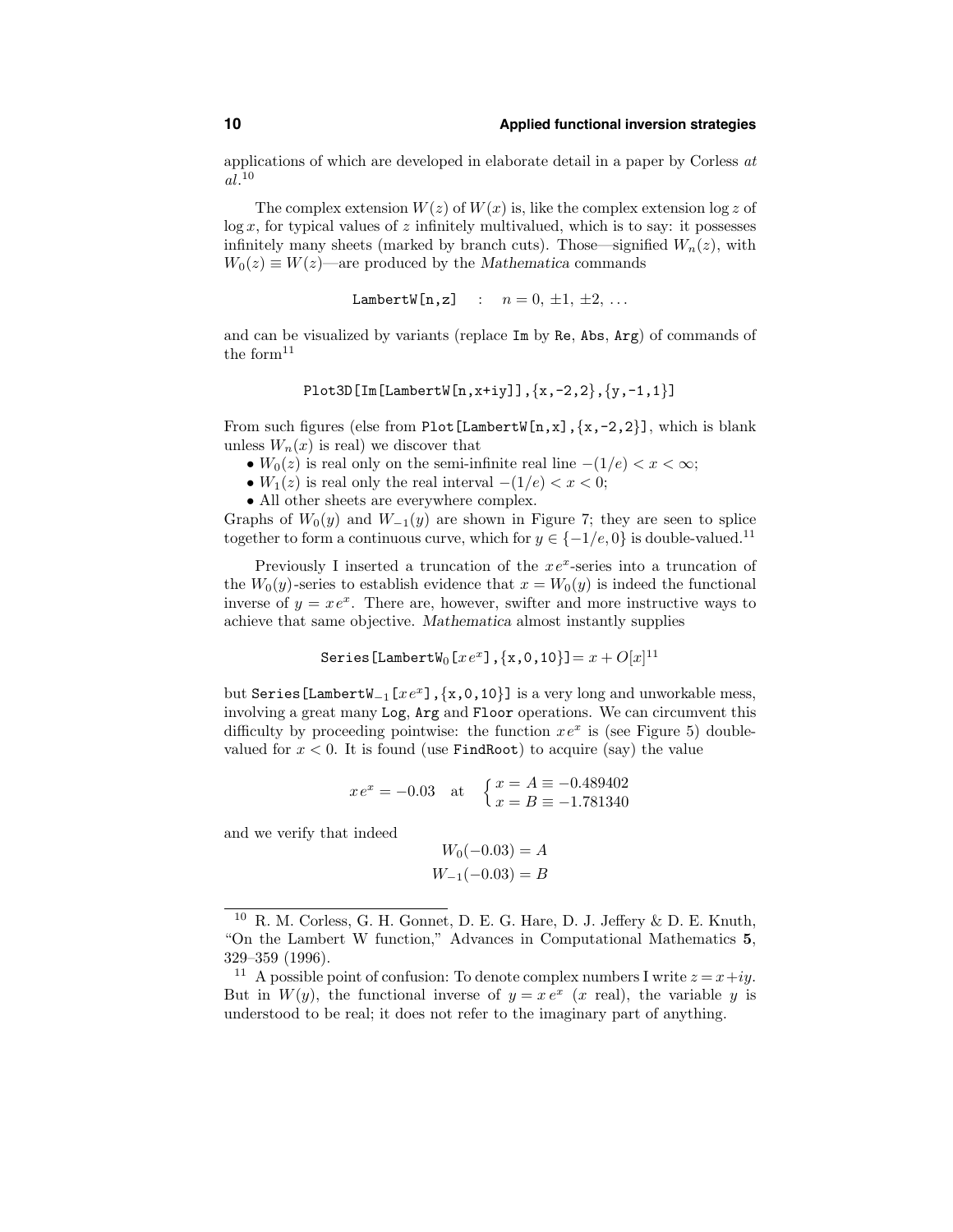applications of which are developed in elaborate detail in a paper by Corless *at al.*[10]

The complex extension $W(z)$ of $W(x)$ is, like the complex extension $\log z$ of $\log x$, for typical values of $z$ infinitely multivalued, which is to say: it possesses infinitely many sheets (marked by branch cuts). Those—signified $W_n(z)$, with $W_0(z) \equiv W(z)$—are produced by the *Mathematica* commands

$$\texttt{LambertW[n,z]} \quad : \quad n = 0,\, \pm 1,\, \pm 2,\, \ldots$$

and can be visualized by variants (replace `Im` by `Re`, `Abs`, `Arg`) of commands of the form[11]

```
Plot3D[Im[LambertW[n,x+iy]],{x,-2,2},{y,-1,1}]
```

From such figures (else from `Plot[LambertW[n,x],{x,-2,2}]`, which is blank unless $W_n(x)$ is real) we discover that

- $W_0(z)$ is real only on the semi-infinite real line $-(1/e) < x < \infty$;
- $W_1(z)$ is real only the real interval $-(1/e) < x < 0$;
- All other sheets are everywhere complex.

Graphs of $W_0(y)$ and $W_{-1}(y)$ are shown in Figure 7; they are seen to splice together to form a continuous curve, which for $y \in \{-1/e, 0\}$ is double-valued.[11]

Previously I inserted a truncation of the $xe^x$-series into a truncation of the $W_0(y)$-series to establish evidence that $x = W_0(y)$ is indeed the functional inverse of $y = xe^x$. There are, however, swifter and more instructive ways to achieve that same objective. *Mathematica* almost instantly supplies

$$\texttt{Series[LambertW}_0\texttt{[}x\,e^x\texttt{],\{x,0,10\}]} = x + O[x]^{11}$$

but `Series[LambertW`$_{-1}$`[`$xe^x$`],{x,0,10}]` is a very long and unworkable mess, involving a great many `Log`, `Arg` and `Floor` operations. We can circumvent this difficulty by proceeding pointwise: the function $xe^x$ is (see Figure 5) double-valued for $x < 0$. It is found (use `FindRoot`) to acquire (say) the value

$$x\,e^x = -0.03 \quad \text{at} \quad \begin{cases} x = A \equiv -0.489402 \\ x = B \equiv -1.781340 \end{cases}$$

and we verify that indeed

$$W_0(-0.03) = A$$
$$W_{-1}(-0.03) = B$$

---

[10] R. M. Corless, G. H. Gonnet, D. E. G. Hare, D. J. Jeffery & D. E. Knuth, "On the Lambert W function," Advances in Computational Mathematics **5**, 329–359 (1996).

[11] A possible point of confusion: To denote complex numbers I write $z = x + iy$. But in $W(y)$, the functional inverse of $y = x\,e^x$ ($x$ real), the variable $y$ is understood to be real; it does not refer to the imaginary part of anything.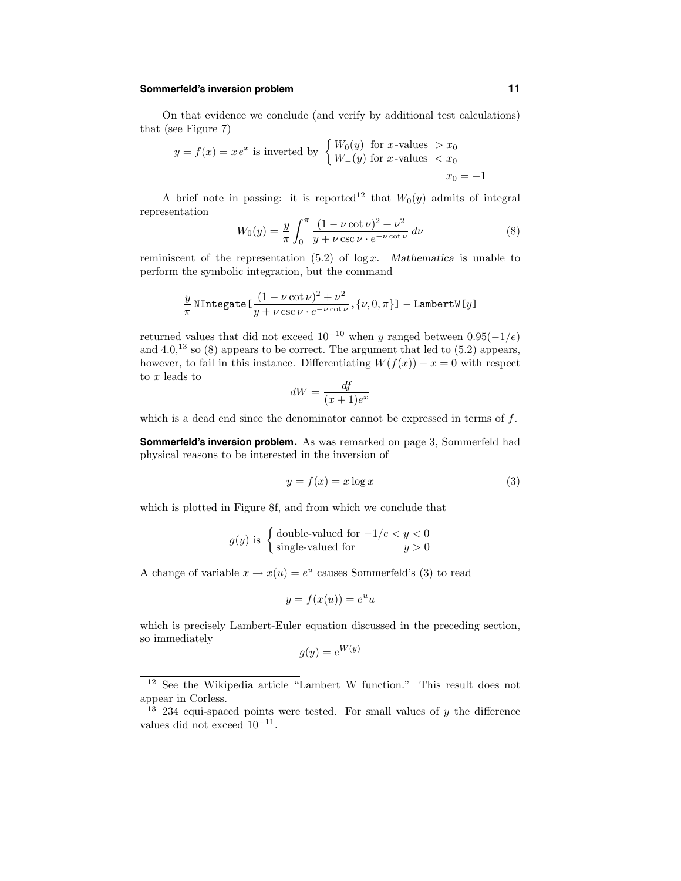On that evidence we conclude (and verify by additional test calculations) that (see Figure 7)

$$y = f(x) = x\,e^x \text{ is inverted by } \begin{cases} W_0(y) & \text{for } x\text{-values } > x_0 \\ W_-(y) & \text{for } x\text{-values } < x_0 \end{cases}$$

$$x_0 = -1$$

A brief note in passing: it is reported[12] that $W_0(y)$ admits of integral representation

$$W_0(y) = \frac{y}{\pi}\int_0^\pi \frac{(1-\nu\cot\nu)^2 + \nu^2}{y + \nu\csc\nu\cdot e^{-\nu\cot\nu}}\,d\nu \tag{8}$$

reminiscent of the representation (5.2) of $\log x$. *Mathematica* is unable to perform the symbolic integration, but the command

$$\frac{y}{\pi}\,\texttt{NIntegrate[}\frac{(1-\nu\cot\nu)^2+\nu^2}{y+\nu\csc\nu\cdot e^{-\nu\cot\nu}}\texttt{,}\{\nu,0,\pi\}\texttt{]} - \texttt{LambertW[}y\texttt{]}$$

returned values that did not exceed $10^{-10}$ when $y$ ranged between $0.95(-1/e)$ and $4.0$,[13] so (8) appears to be correct. The argument that led to (5.2) appears, however, to fail in this instance. Differentiating $W(f(x)) - x = 0$ with respect to $x$ leads to

$$dW = \frac{df}{(x+1)e^x}$$

which is a dead end since the denominator cannot be expressed in terms of $f$.

**Sommerfeld's inversion problem.** As was remarked on page 3, Sommerfeld had physical reasons to be interested in the inversion of

$$y = f(x) = x\log x \tag{3}$$

which is plotted in Figure 8f, and from which we conclude that

$$g(y) \text{ is } \begin{cases} \text{double-valued for } -1/e < y < 0 \\ \text{single-valued for } \qquad\quad y > 0 \end{cases}$$

A change of variable $x \to x(u) = e^u$ causes Sommerfeld's (3) to read

$$y = f(x(u)) = e^u u$$

which is precisely Lambert-Euler equation discussed in the preceding section, so immediately

$$g(y) = e^{W(y)}$$

---

[12] See the Wikipedia article "Lambert W function." This result does not appear in Corless.

[13] 234 equi-spaced points were tested. For small values of $y$ the difference values did not exceed $10^{-11}$.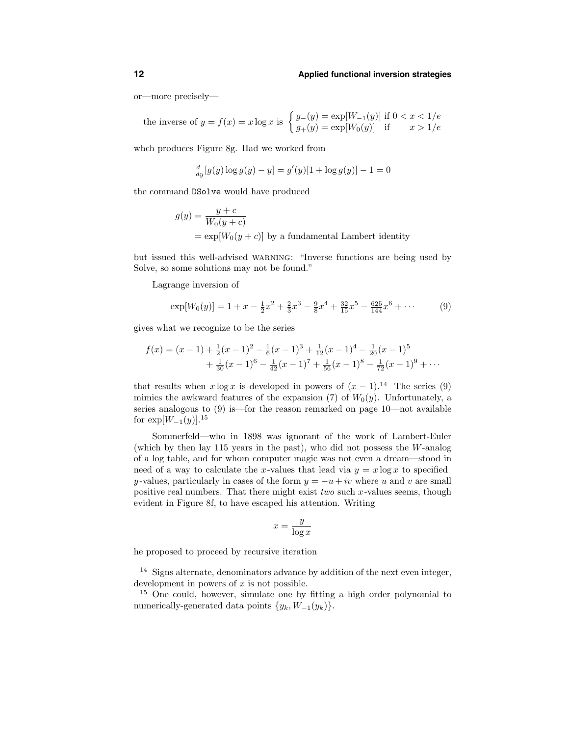or—more precisely—

$$\text{the inverse of } y = f(x) = x\log x \text{ is } \begin{cases} g_-(y) = \exp[W_{-1}(y)] \text{ if } 0 < x < 1/e \\ g_+(y) = \exp[W_0(y)] \quad \text{if} \qquad x > 1/e \end{cases}$$

whch produces Figure 8g. Had we worked from

$$\tfrac{d}{dy}[g(y)\log g(y) - y] = g'(y)[1 + \log g(y)] - 1 = 0$$

the command DSolve would have produced

$$\begin{aligned} g(y) &= \frac{y+c}{W_0(y+c)} \\ &= \exp[W_0(y+c)] \text{ by a fundamental Lambert identity} \end{aligned}$$

but issued this well-advised WARNING: "Inverse functions are being used by Solve, so some solutions may not be found."

Lagrange inversion of

$$\exp[W_0(y)] = 1 + x - \tfrac{1}{2}x^2 + \tfrac{2}{3}x^3 - \tfrac{9}{8}x^4 + \tfrac{32}{15}x^5 - \tfrac{625}{144}x^6 + \cdots \tag{9}$$

gives what we recognize to be the series

$$\begin{aligned} f(x) = (x-1) &+ \tfrac{1}{2}(x-1)^2 - \tfrac{1}{6}(x-1)^3 + \tfrac{1}{12}(x-1)^4 - \tfrac{1}{20}(x-1)^5 \\ &+ \tfrac{1}{30}(x-1)^6 - \tfrac{1}{42}(x-1)^7 + \tfrac{1}{56}(x-1)^8 - \tfrac{1}{72}(x-1)^9 + \cdots \end{aligned}$$

that results when $x\log x$ is developed in powers of $(x-1)$.[14] The series (9) mimics the awkward features of the expansion (7) of $W_0(y)$. Unfortunately, a series analogous to (9) is—for the reason remarked on page 10—not available for $\exp[W_{-1}(y)]$.[15]

Sommerfeld—who in 1898 was ignorant of the work of Lambert-Euler (which by then lay 115 years in the past), who did not possess the $W$-analog of a log table, and for whom computer magic was not even a dream—stood in need of a way to calculate the $x$-values that lead via $y = x\log x$ to specified $y$-values, particularly in cases of the form $y = -u + iv$ where $u$ and $v$ are small positive real numbers. That there might exist *two* such $x$-values seems, though evident in Figure 8f, to have escaped his attention. Writing

$$x = \frac{y}{\log x}$$

he proposed to proceed by recursive iteration

---

[14] Signs alternate, denominators advance by addition of the next even integer, development in powers of $x$ is not possible.

[15] One could, however, simulate one by fitting a high order polynomial to numerically-generated data points $\{y_k, W_{-1}(y_k)\}$.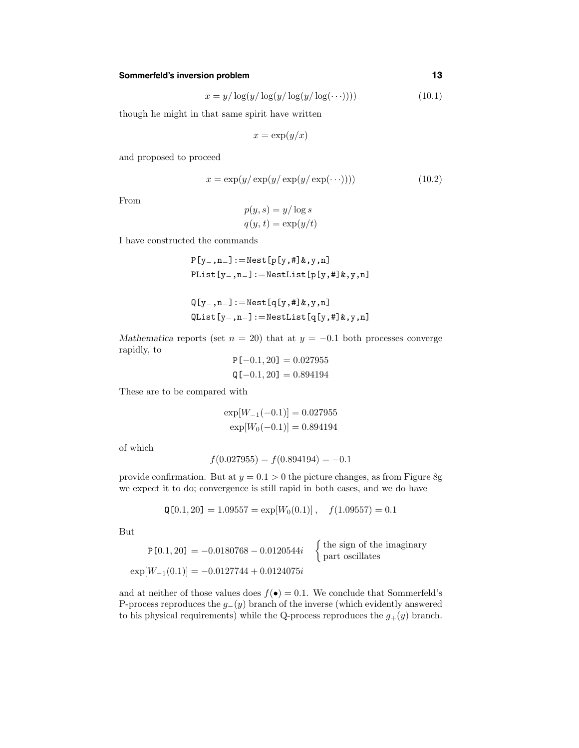$$x = y/\log(y/\log(y/\log(y/\log(\cdots)))) \tag{10.1}$$

though he might in that same spirit have written

$$x = \exp(y/x)$$

and proposed to proceed

$$x = \exp(y/\exp(y/\exp(y/\exp(\cdots)))) \tag{10.2}$$

From

$$\begin{aligned} p(y,s) &= y/\log s \\ q(y,t) &= \exp(y/t) \end{aligned}$$

I have constructed the commands

```
P[y_,n_]:=Nest[p[y,#]&,y,n]
PList[y_,n_]:=NestList[p[y,#]&,y,n]

Q[y_,n_]:=Nest[q[y,#]&,y,n]
QList[y_,n_]:=NestList[q[y,#]&,y,n]
```

*Mathematica* reports (set $n = 20$) that at $y = -0.1$ both processes converge rapidly, to

$$\begin{aligned} \texttt{P}[-0.1, 20] &= 0.027955 \\ \texttt{Q}[-0.1, 20] &= 0.894194 \end{aligned}$$

These are to be compared with

$$\begin{aligned} \exp[W_{-1}(-0.1)] &= 0.027955 \\ \exp[W_0(-0.1)] &= 0.894194 \end{aligned}$$

of which

$$f(0.027955) = f(0.894194) = -0.1$$

provide confirmation. But at $y = 0.1 > 0$ the picture changes, as from Figure 8g we expect it to do; convergence is still rapid in both cases, and we do have

$$\texttt{Q}[0.1, 20] = 1.09557 = \exp[W_0(0.1)]\,, \quad f(1.09557) = 0.1$$

But

$$\begin{aligned} \texttt{P}[0.1, 20] &= -0.0180768 - 0.0120544i \quad \begin{cases} \text{the sign of the imaginary} \\ \text{part oscillates} \end{cases} \\ \exp[W_{-1}(0.1)] &= -0.0127744 + 0.0124075i \end{aligned}$$

and at neither of those values does $f(\bullet) = 0.1$. We conclude that Sommerfeld's P-process reproduces the $g_-(y)$ branch of the inverse (which evidently answered to his physical requirements) while the Q-process reproduces the $g_+(y)$ branch.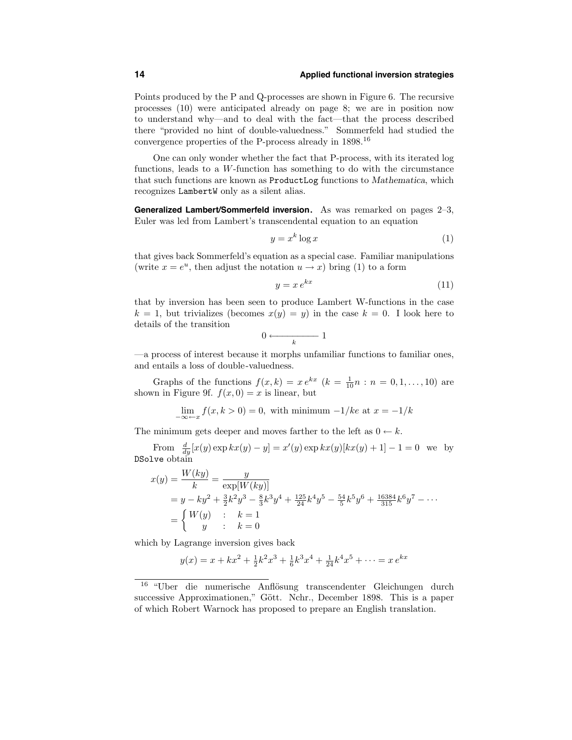Points produced by the P and Q-processes are shown in Figure 6. The recursive processes (10) were anticipated already on page 8; we are in position now to understand why—and to deal with the fact—that the process described there "provided no hint of double-valuedness." Sommerfeld had studied the convergence properties of the P-process already in 1898.[16]

One can only wonder whether the fact that P-process, with its iterated log functions, leads to a $W$-function has something to do with the circumstance that such functions are known as `ProductLog` functions to *Mathematica*, which recognizes `LambertW` only as a silent alias.

**Generalized Lambert/Sommerfeld inversion.** As was remarked on pages 2–3, Euler was led from Lambert's transcendental equation to an equation

$$y = x^k \log x \tag{1}$$

that gives back Sommerfeld's equation as a special case. Familiar manipulations (write $x = e^u$, then adjust the notation $u \to x$) bring (1) to a form

$$y = x\, e^{kx} \tag{11}$$

that by inversion has been seen to produce Lambert W-functions in the case $k = 1$, but trivializes (becomes $x(y) = y$) in the case $k = 0$. I look here to details of the transition

$$0 \xleftarrow[k]{\hspace{2cm}} 1$$

—a process of interest because it morphs unfamiliar functions to familiar ones, and entails a loss of double-valuedness.

Graphs of the functions $f(x,k) = x\,e^{kx}$ $(k = \frac{1}{10}n : n = 0, 1, \ldots, 10)$ are shown in Figure 9f. $f(x,0) = x$ is linear, but

$$\lim_{-\infty \leftarrow x} f(x, k > 0) = 0, \text{ with minimum } -1/ke \text{ at } x = -1/k$$

The minimum gets deeper and moves farther to the left as $0 \leftarrow k$.

From $\frac{d}{dy}[x(y)\exp kx(y) - y] = x'(y)\exp kx(y)[kx(y) + 1] - 1 = 0$ we by `DSolve` obtain

$$\begin{aligned}
x(y) &= \frac{W(ky)}{k} = \frac{y}{\exp[W(ky)]} \\
&= y - ky^2 + \tfrac{3}{2}k^2y^3 - \tfrac{8}{3}k^3y^4 + \tfrac{125}{24}k^4y^5 - \tfrac{54}{5}k^5y^6 + \tfrac{16384}{315}k^6y^7 - \cdots \\
&= \begin{cases} W(y) & : \quad k = 1 \\ \;\; y & : \quad k = 0 \end{cases}
\end{aligned}$$

which by Lagrange inversion gives back

$$y(x) = x + kx^2 + \tfrac{1}{2}k^2x^3 + \tfrac{1}{6}k^3x^4 + \tfrac{1}{24}k^4x^5 + \cdots = x\,e^{kx}$$

---

[16] "Uber die numerische Anflösung transcendenter Gleichungen durch successive Approximationen," Gött. Nchr., December 1898. This is a paper of which Robert Warnock has proposed to prepare an English translation.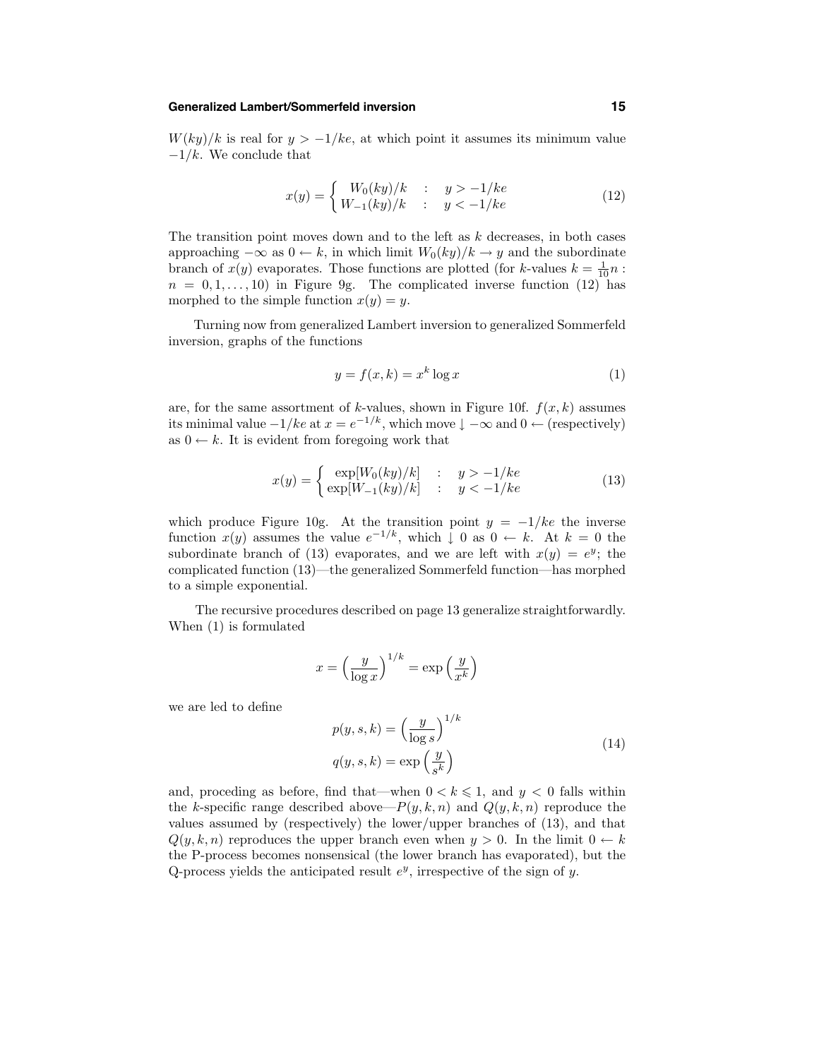$W(ky)/k$ is real for $y > -1/ke$, at which point it assumes its minimum value $-1/k$. We conclude that

$$x(y) = \begin{cases} W_0(ky)/k & : \quad y > -1/ke \\ W_{-1}(ky)/k & : \quad y < -1/ke \end{cases} \tag{12}$$

The transition point moves down and to the left as $k$ decreases, in both cases approaching $-\infty$ as $0 \leftarrow k$, in which limit $W_0(ky)/k \to y$ and the subordinate branch of $x(y)$ evaporates. Those functions are plotted (for $k$-values $k = \frac{1}{10}n$ : $n = 0, 1, \ldots, 10$) in Figure 9g. The complicated inverse function (12) has morphed to the simple function $x(y) = y$.

Turning now from generalized Lambert inversion to generalized Sommerfeld inversion, graphs of the functions

$$y = f(x,k) = x^k \log x \tag{1}$$

are, for the same assortment of $k$-values, shown in Figure 10f. $f(x,k)$ assumes its minimal value $-1/ke$ at $x = e^{-1/k}$, which move $\downarrow -\infty$ and $0 \leftarrow$ (respectively) as $0 \leftarrow k$. It is evident from foregoing work that

$$x(y) = \begin{cases} \exp[W_0(ky)/k] & : \quad y > -1/ke \\ \exp[W_{-1}(ky)/k] & : \quad y < -1/ke \end{cases} \tag{13}$$

which produce Figure 10g. At the transition point $y = -1/ke$ the inverse function $x(y)$ assumes the value $e^{-1/k}$, which $\downarrow 0$ as $0 \leftarrow k$. At $k = 0$ the subordinate branch of (13) evaporates, and we are left with $x(y) = e^y$; the complicated function (13)—the generalized Sommerfeld function—has morphed to a simple exponential.

The recursive procedures described on page 13 generalize straightforwardly. When (1) is formulated

$$x = \Big(\frac{y}{\log x}\Big)^{1/k} = \exp\Big(\frac{y}{x^k}\Big)$$

we are led to define

$$\begin{aligned} p(y,s,k) &= \Big(\frac{y}{\log s}\Big)^{1/k} \\ q(y,s,k) &= \exp\Big(\frac{y}{s^k}\Big) \end{aligned} \tag{14}$$

and, proceding as before, find that—when $0 < k \leqslant 1$, and $y < 0$ falls within the $k$-specific range described above—$P(y,k,n)$ and $Q(y,k,n)$ reproduce the values assumed by (respectively) the lower/upper branches of (13), and that $Q(y,k,n)$ reproduces the upper branch even when $y > 0$. In the limit $0 \leftarrow k$ the P-process becomes nonsensical (the lower branch has evaporated), but the Q-process yields the anticipated result $e^y$, irrespective of the sign of $y$.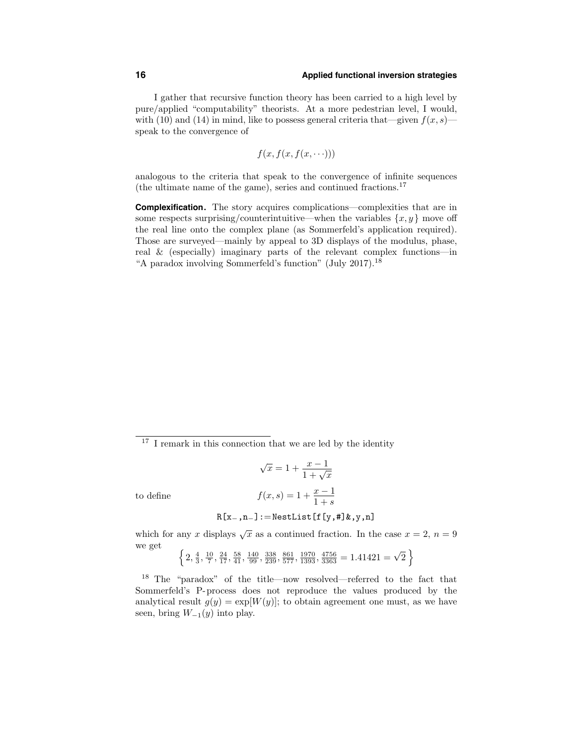I gather that recursive function theory has been carried to a high level by pure/applied "computability" theorists. At a more pedestrian level, I would, with (10) and (14) in mind, like to possess general criteria that—given $f(x, s)$—speak to the convergence of

$$f(x, f(x, f(x, \cdots)))$$

analogous to the criteria that speak to the convergence of infinite sequences (the ultimate name of the game), series and continued fractions.[17]

**Complexification.** The story acquires complications—complexities that are in some respects surprising/counterintuitive—when the variables $\{x, y\}$ move off the real line onto the complex plane (as Sommerfeld's application required). Those are surveyed—mainly by appeal to 3D displays of the modulus, phase, real & (especially) imaginary parts of the relevant complex functions—in "A paradox involving Sommerfeld's function" (July 2017).[18]

---

[17] I remark in this connection that we are led by the identity

$$\sqrt{x} = 1 + \frac{x - 1}{1 + \sqrt{x}}$$

to define

$$f(x, s) = 1 + \frac{x - 1}{1 + s}$$

```
R[x_,n_]:=NestList[f[y,#]&,y,n]
```

which for any $x$ displays $\sqrt{x}$ as a continued fraction. In the case $x = 2$, $n = 9$ we get

$$\left\{ 2, \tfrac{4}{3}, \tfrac{10}{7}, \tfrac{24}{17}, \tfrac{58}{41}, \tfrac{140}{99}, \tfrac{338}{239}, \tfrac{861}{577}, \tfrac{1970}{1393}, \tfrac{4756}{3363} = 1.41421 = \sqrt{2} \right\}$$

[18] The "paradox" of the title—now resolved—referred to the fact that Sommerfeld's P-process does not reproduce the values produced by the analytical result $g(y) = \exp[W(y)]$; to obtain agreement one must, as we have seen, bring $W_{-1}(y)$ into play.